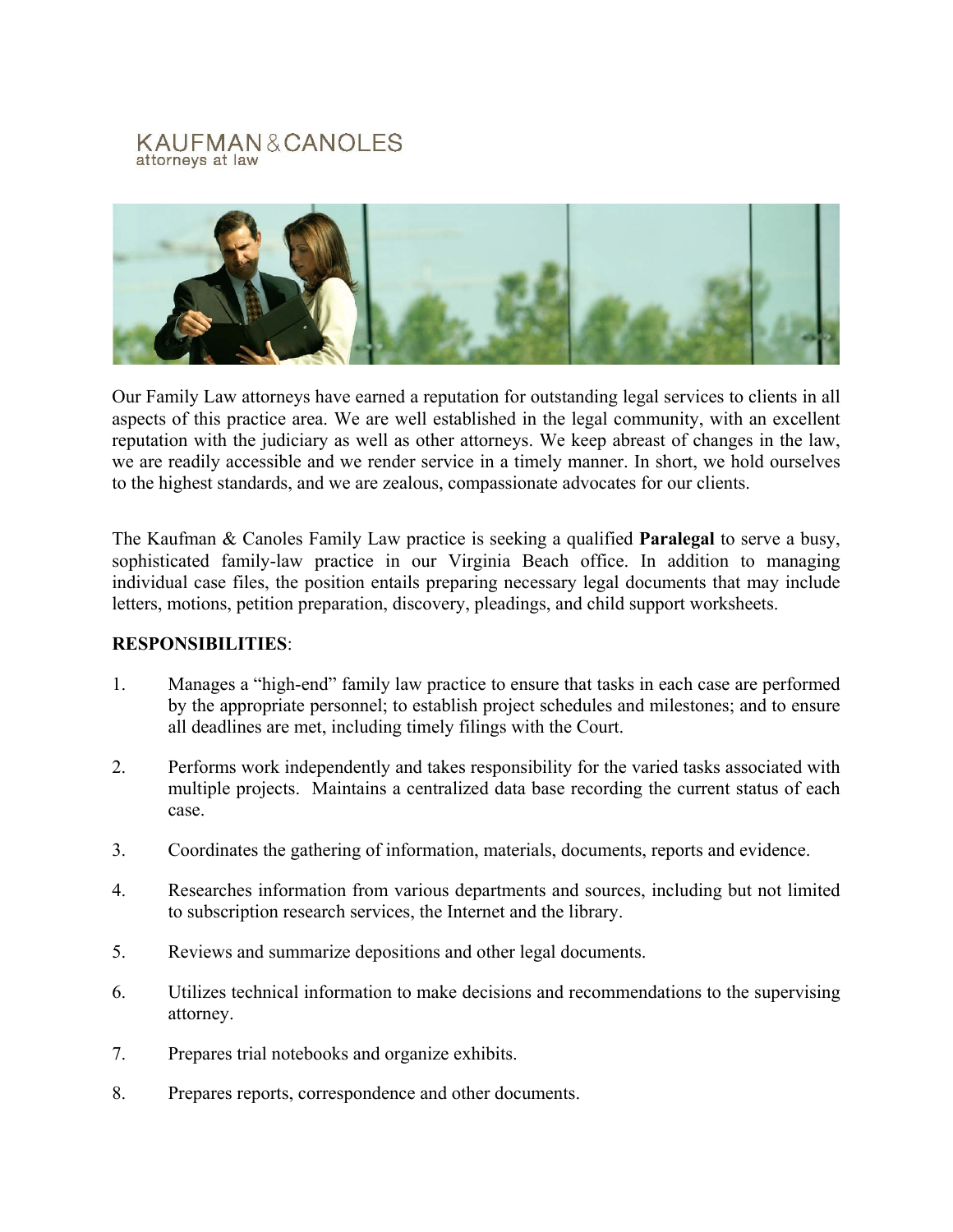KAUFMAN & CANOLES
attorneys at law

Our Family Law attorneys have earned a reputation for outstanding legal services to clients in all aspects of this practice area. We are well established in the legal community, with an excellent reputation with the judiciary as well as other attorneys. We keep abreast of changes in the law, we are readily accessible and we render service in a timely manner. In short, we hold ourselves to the highest standards, and we are zealous, compassionate advocates for our clients.

The Kaufman & Canoles Family Law practice is seeking a qualified **Paralegal** to serve a busy, sophisticated family-law practice in our Virginia Beach office. In addition to managing individual case files, the position entails preparing necessary legal documents that may include letters, motions, petition preparation, discovery, pleadings, and child support worksheets.

**RESPONSIBILITIES**:

1. Manages a "high-end" family law practice to ensure that tasks in each case are performed by the appropriate personnel; to establish project schedules and milestones; and to ensure all deadlines are met, including timely filings with the Court.

2. Performs work independently and takes responsibility for the varied tasks associated with multiple projects. Maintains a centralized data base recording the current status of each case.

3. Coordinates the gathering of information, materials, documents, reports and evidence.

4. Researches information from various departments and sources, including but not limited to subscription research services, the Internet and the library.

5. Reviews and summarize depositions and other legal documents.

6. Utilizes technical information to make decisions and recommendations to the supervising attorney.

7. Prepares trial notebooks and organize exhibits.

8. Prepares reports, correspondence and other documents.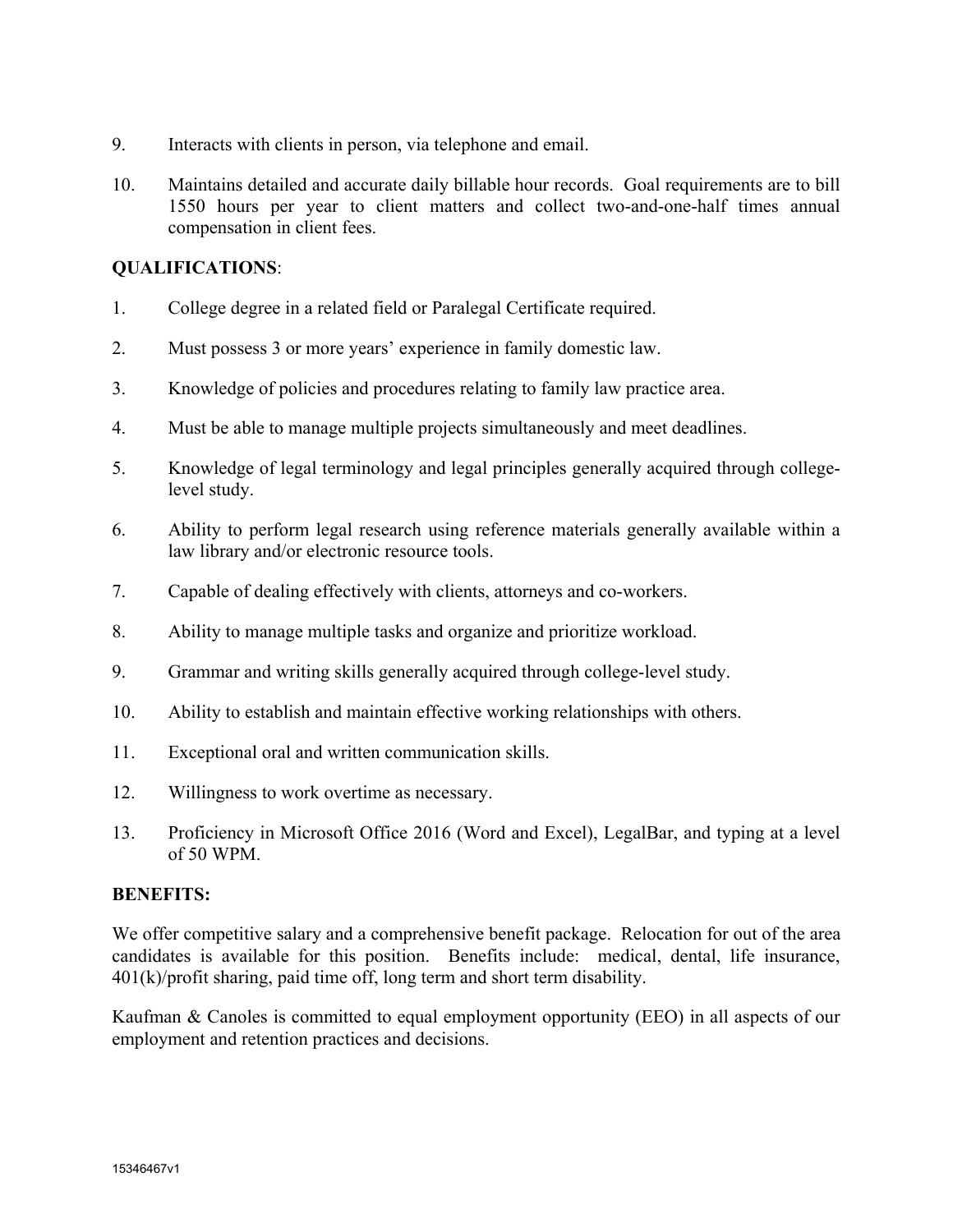9. Interacts with clients in person, via telephone and email.

10. Maintains detailed and accurate daily billable hour records. Goal requirements are to bill 1550 hours per year to client matters and collect two-and-one-half times annual compensation in client fees.

**QUALIFICATIONS**:

1. College degree in a related field or Paralegal Certificate required.

2. Must possess 3 or more years' experience in family domestic law.

3. Knowledge of policies and procedures relating to family law practice area.

4. Must be able to manage multiple projects simultaneously and meet deadlines.

5. Knowledge of legal terminology and legal principles generally acquired through college-level study.

6. Ability to perform legal research using reference materials generally available within a law library and/or electronic resource tools.

7. Capable of dealing effectively with clients, attorneys and co-workers.

8. Ability to manage multiple tasks and organize and prioritize workload.

9. Grammar and writing skills generally acquired through college-level study.

10. Ability to establish and maintain effective working relationships with others.

11. Exceptional oral and written communication skills.

12. Willingness to work overtime as necessary.

13. Proficiency in Microsoft Office 2016 (Word and Excel), LegalBar, and typing at a level of 50 WPM.

**BENEFITS:**

We offer competitive salary and a comprehensive benefit package. Relocation for out of the area candidates is available for this position. Benefits include: medical, dental, life insurance, 401(k)/profit sharing, paid time off, long term and short term disability.

Kaufman & Canoles is committed to equal employment opportunity (EEO) in all aspects of our employment and retention practices and decisions.

15346467v1